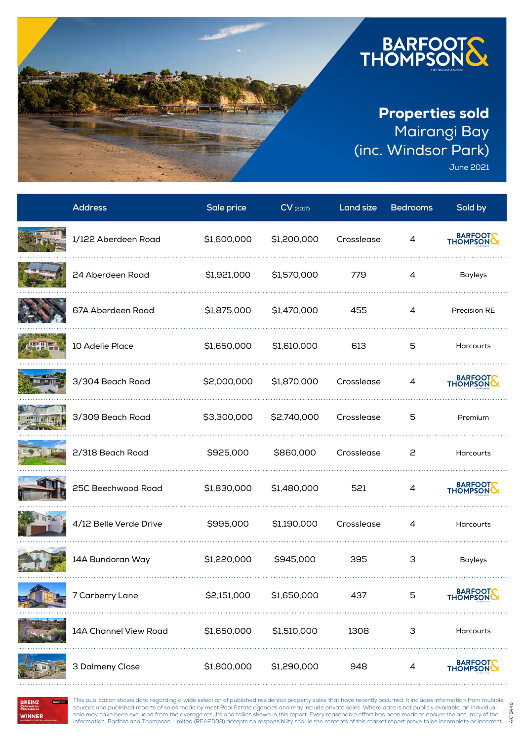BARFOOT & THOMPSON

LICENSED REAA 2008

# Properties sold

## Mairangi Bay (inc. Windsor Park)

June 2021

| Address | Sale price | CV (2017) | Land size | Bedrooms | Sold by |
|---|---|---|---|---|---|
| 1/122 Aberdeen Road | $1,600,000 | $1,200,000 | Crosslease | 4 | Barfoot & Thompson |
| 24 Aberdeen Road | $1,921,000 | $1,570,000 | 779 | 4 | Bayleys |
| 67A Aberdeen Road | $1,875,000 | $1,470,000 | 455 | 4 | Precision RE |
| 10 Adelie Place | $1,650,000 | $1,610,000 | 613 | 5 | Harcourts |
| 3/304 Beach Road | $2,000,000 | $1,870,000 | Crosslease | 4 | Barfoot & Thompson |
| 3/309 Beach Road | $3,300,000 | $2,740,000 | Crosslease | 5 | Premium |
| 2/318 Beach Road | $925,000 | $860,000 | Crosslease | 2 | Harcourts |
| 25C Beechwood Road | $1,830,000 | $1,480,000 | 521 | 4 | Barfoot & Thompson |
| 4/12 Belle Verde Drive | $995,000 | $1,190,000 | Crosslease | 4 | Harcourts |
| 14A Bundoran Way | $1,220,000 | $945,000 | 395 | 3 | Bayleys |
| 7 Carberry Lane | $2,151,000 | $1,650,000 | 437 | 5 | Barfoot & Thompson |
| 14A Channel View Road | $1,650,000 | $1,510,000 | 1308 | 3 | Harcourts |
| 3 Dalmeny Close | $1,800,000 | $1,290,000 | 948 | 4 | Barfoot & Thompson |

REINZ Awards for Excellence WINNER

This publication shows data regarding a wide selection of published residential property sales that have recently occurred. It includes information from multiple sources and published reports of sales made by most Real Estate agencies and may include private sales. Where data is not publicly available, an individual sale may have been excluded from the average results and tallies shown in this report. Every reasonable effort has been made to ensure the accuracy of the information. Barfoot and Thompson Limited (REA2008) accepts no responsibility should the contents of this market report prove to be incomplete or incorrect.

AKTSR46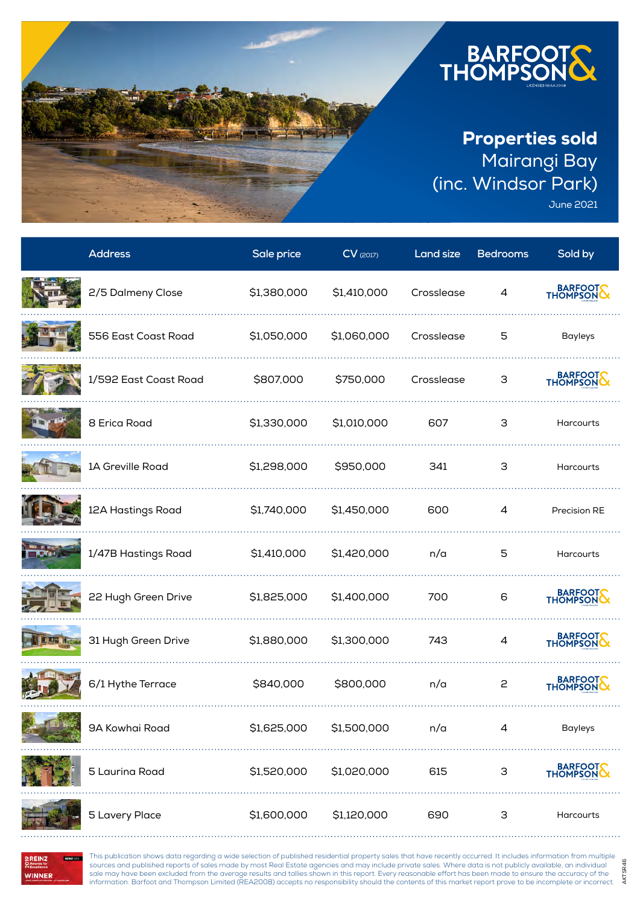# Properties sold

## Mairangi Bay (inc. Windsor Park)

June 2021

| Address | Sale price | CV (2017) | Land size | Bedrooms | Sold by |
|---|---|---|---|---|---|
| 2/5 Dalmeny Close | $1,380,000 | $1,410,000 | Crosslease | 4 | Barfoot & Thompson |
| 556 East Coast Road | $1,050,000 | $1,060,000 | Crosslease | 5 | Bayleys |
| 1/592 East Coast Road | $807,000 | $750,000 | Crosslease | 3 | Barfoot & Thompson |
| 8 Erica Road | $1,330,000 | $1,010,000 | 607 | 3 | Harcourts |
| 1A Greville Road | $1,298,000 | $950,000 | 341 | 3 | Harcourts |
| 12A Hastings Road | $1,740,000 | $1,450,000 | 600 | 4 | Precision RE |
| 1/47B Hastings Road | $1,410,000 | $1,420,000 | n/a | 5 | Harcourts |
| 22 Hugh Green Drive | $1,825,000 | $1,400,000 | 700 | 6 | Barfoot & Thompson |
| 31 Hugh Green Drive | $1,880,000 | $1,300,000 | 743 | 4 | Barfoot & Thompson |
| 6/1 Hythe Terrace | $840,000 | $800,000 | n/a | 2 | Barfoot & Thompson |
| 9A Kowhai Road | $1,625,000 | $1,500,000 | n/a | 4 | Bayleys |
| 5 Laurina Road | $1,520,000 | $1,020,000 | 615 | 3 | Barfoot & Thompson |
| 5 Lavery Place | $1,600,000 | $1,120,000 | 690 | 3 | Harcourts |

This publication shows data regarding a wide selection of published residential property sales that have recently occurred. It includes information from multiple sources and published reports of sales made by most Real Estate agencies and may include private sales. Where data is not publicly available, an individual sale may have been excluded from the average results and tallies shown in this report. Every reasonable effort has been made to ensure the accuracy of the information. Barfoot and Thompson Limited (REA2008) accepts no responsibility should the contents of this market report prove to be incomplete or incorrect.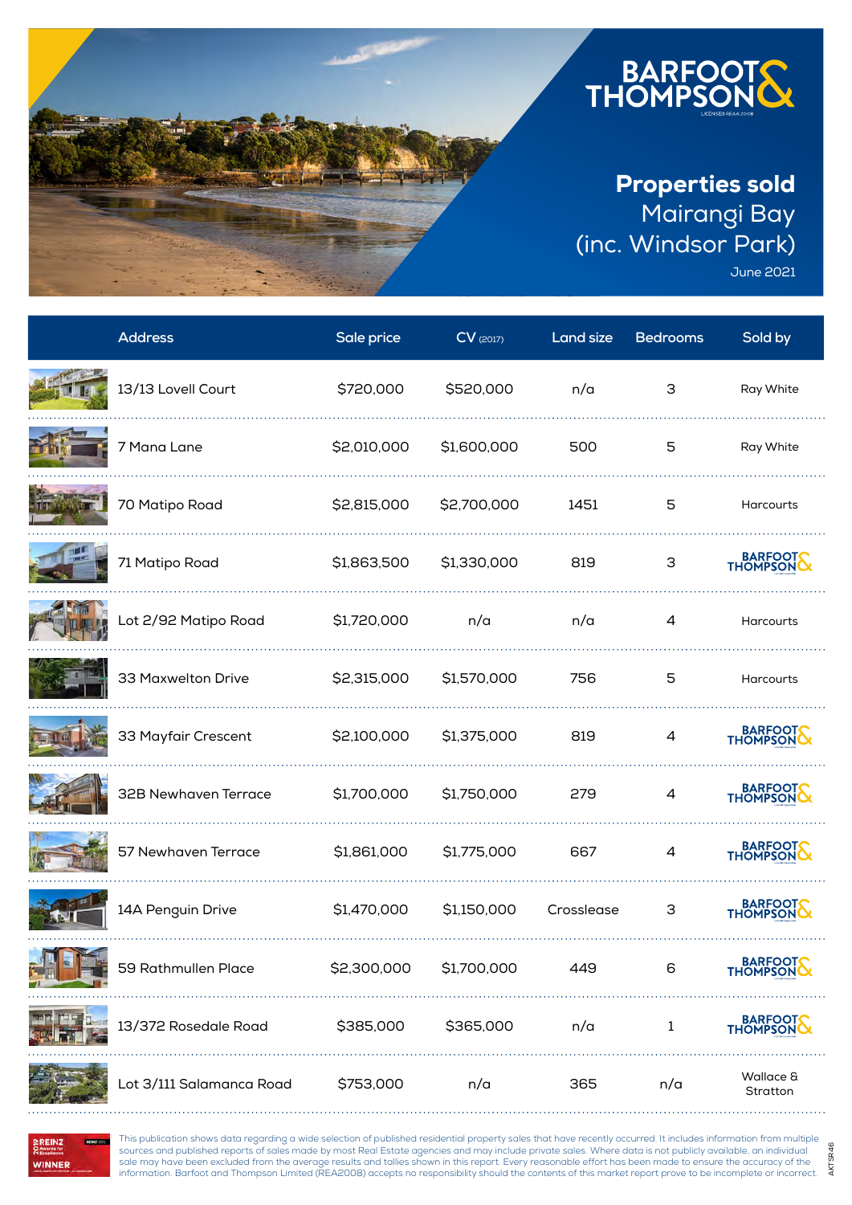# Properties sold

## Mairangi Bay (inc. Windsor Park)

June 2021

| Address | Sale price | CV (2017) | Land size | Bedrooms | Sold by |
|---|---|---|---|---|---|
| 13/13 Lovell Court | $720,000 | $520,000 | n/a | 3 | Ray White |
| 7 Mana Lane | $2,010,000 | $1,600,000 | 500 | 5 | Ray White |
| 70 Matipo Road | $2,815,000 | $2,700,000 | 1451 | 5 | Harcourts |
| 71 Matipo Road | $1,863,500 | $1,330,000 | 819 | 3 | Barfoot & Thompson |
| Lot 2/92 Matipo Road | $1,720,000 | n/a | n/a | 4 | Harcourts |
| 33 Maxwelton Drive | $2,315,000 | $1,570,000 | 756 | 5 | Harcourts |
| 33 Mayfair Crescent | $2,100,000 | $1,375,000 | 819 | 4 | Barfoot & Thompson |
| 32B Newhaven Terrace | $1,700,000 | $1,750,000 | 279 | 4 | Barfoot & Thompson |
| 57 Newhaven Terrace | $1,861,000 | $1,775,000 | 667 | 4 | Barfoot & Thompson |
| 14A Penguin Drive | $1,470,000 | $1,150,000 | Crosslease | 3 | Barfoot & Thompson |
| 59 Rathmullen Place | $2,300,000 | $1,700,000 | 449 | 6 | Barfoot & Thompson |
| 13/372 Rosedale Road | $385,000 | $365,000 | n/a | 1 | Barfoot & Thompson |
| Lot 3/111 Salamanca Road | $753,000 | n/a | 365 | n/a | Wallace & Stratton |

This publication shows data regarding a wide selection of published residential property sales that have recently occurred. It includes information from multiple sources and published reports of sales made by most Real Estate agencies and may include private sales. Where data is not publicly available, an individual sale may have been excluded from the average results and tallies shown in this report. Every reasonable effort has been made to ensure the accuracy of the information. Barfoot and Thompson Limited (REA2008) accepts no responsibility should the contents of this market report prove to be incomplete or incorrect.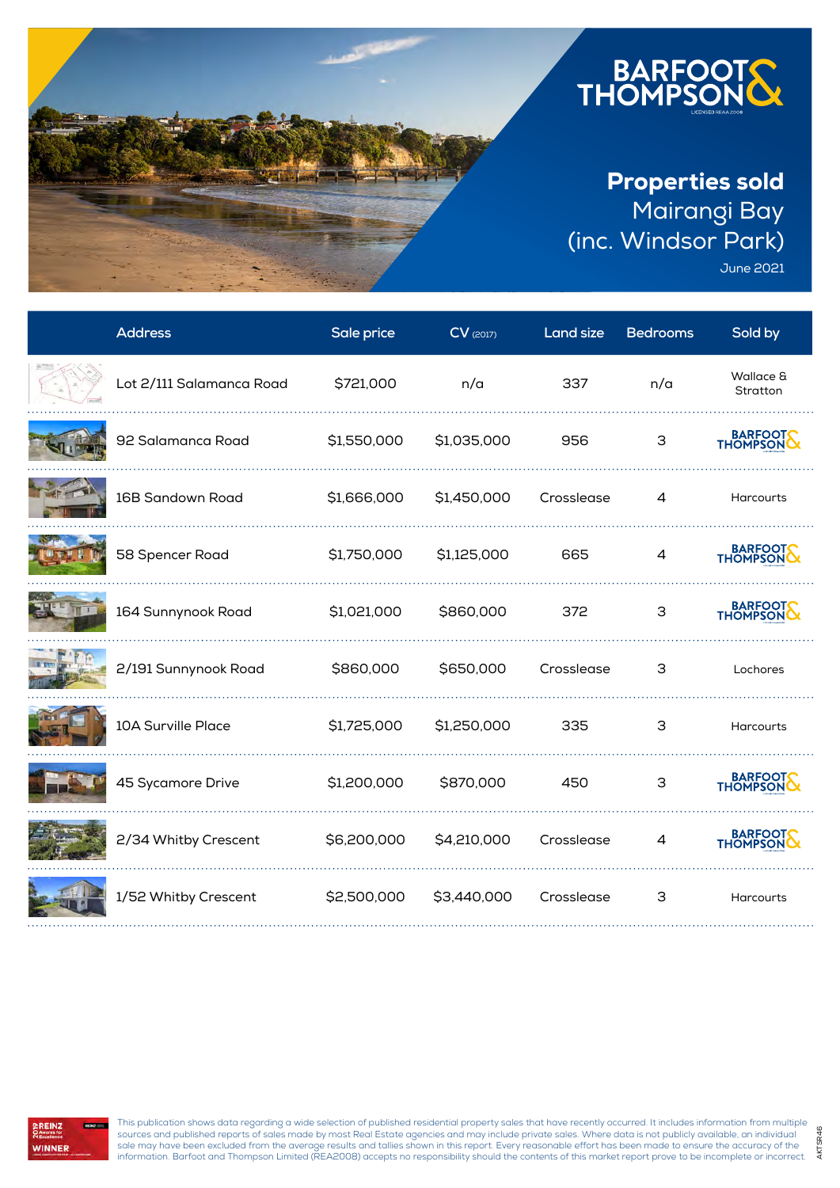# Properties sold

## Mairangi Bay (inc. Windsor Park)

June 2021

| Address | Sale price | CV (2017) | Land size | Bedrooms | Sold by |
|---|---|---|---|---|---|
| Lot 2/111 Salamanca Road | $721,000 | n/a | 337 | n/a | Wallace & Stratton |
| 92 Salamanca Road | $1,550,000 | $1,035,000 | 956 | 3 | Barfoot & Thompson |
| 16B Sandown Road | $1,666,000 | $1,450,000 | Crosslease | 4 | Harcourts |
| 58 Spencer Road | $1,750,000 | $1,125,000 | 665 | 4 | Barfoot & Thompson |
| 164 Sunnynook Road | $1,021,000 | $860,000 | 372 | 3 | Barfoot & Thompson |
| 2/191 Sunnynook Road | $860,000 | $650,000 | Crosslease | 3 | Lochores |
| 10A Surville Place | $1,725,000 | $1,250,000 | 335 | 3 | Harcourts |
| 45 Sycamore Drive | $1,200,000 | $870,000 | 450 | 3 | Barfoot & Thompson |
| 2/34 Whitby Crescent | $6,200,000 | $4,210,000 | Crosslease | 4 | Barfoot & Thompson |
| 1/52 Whitby Crescent | $2,500,000 | $3,440,000 | Crosslease | 3 | Harcourts |

This publication shows data regarding a wide selection of published residential property sales that have recently occurred. It includes information from multiple sources and published reports of sales made by most Real Estate agencies and may include private sales. Where data is not publicly available, an individual sale may have been excluded from the average results and tallies shown in this report. Every reasonable effort has been made to ensure the accuracy of the information. Barfoot and Thompson Limited (REA2008) accepts no responsibility should the contents of this market report prove to be incomplete or incorrect.

AKTSR46